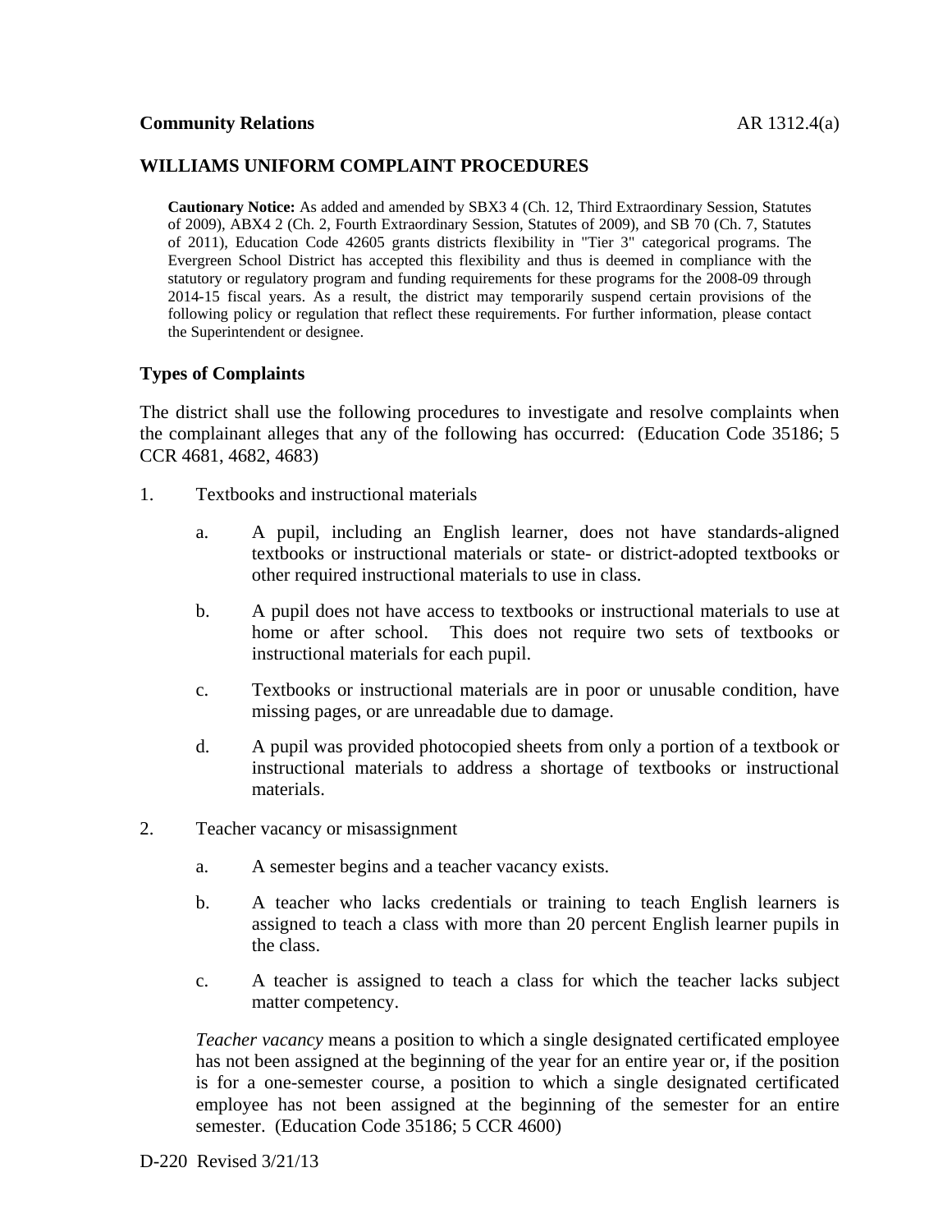**Community Relations** AR 1312.4(a)

## WILLIAMS UNIFORM COMPLAINT PROCEDURES

**Cautionary Notice:** As added and amended by SBX3 4 (Ch. 12, Third Extraordinary Session, Statutes of 2009), ABX4 2 (Ch. 2, Fourth Extraordinary Session, Statutes of 2009), and SB 70 (Ch. 7, Statutes of 2011), Education Code 42605 grants districts flexibility in "Tier 3" categorical programs. The Evergreen School District has accepted this flexibility and thus is deemed in compliance with the statutory or regulatory program and funding requirements for these programs for the 2008-09 through 2014-15 fiscal years. As a result, the district may temporarily suspend certain provisions of the following policy or regulation that reflect these requirements. For further information, please contact the Superintendent or designee.

### Types of Complaints

The district shall use the following procedures to investigate and resolve complaints when the complainant alleges that any of the following has occurred: (Education Code 35186; 5 CCR 4681, 4682, 4683)

1. Textbooks and instructional materials

   a. A pupil, including an English learner, does not have standards-aligned textbooks or instructional materials or state- or district-adopted textbooks or other required instructional materials to use in class.

   b. A pupil does not have access to textbooks or instructional materials to use at home or after school. This does not require two sets of textbooks or instructional materials for each pupil.

   c. Textbooks or instructional materials are in poor or unusable condition, have missing pages, or are unreadable due to damage.

   d. A pupil was provided photocopied sheets from only a portion of a textbook or instructional materials to address a shortage of textbooks or instructional materials.

2. Teacher vacancy or misassignment

   a. A semester begins and a teacher vacancy exists.

   b. A teacher who lacks credentials or training to teach English learners is assigned to teach a class with more than 20 percent English learner pupils in the class.

   c. A teacher is assigned to teach a class for which the teacher lacks subject matter competency.

   *Teacher vacancy* means a position to which a single designated certificated employee has not been assigned at the beginning of the year for an entire year or, if the position is for a one-semester course, a position to which a single designated certificated employee has not been assigned at the beginning of the semester for an entire semester. (Education Code 35186; 5 CCR 4600)

D-220 Revised 3/21/13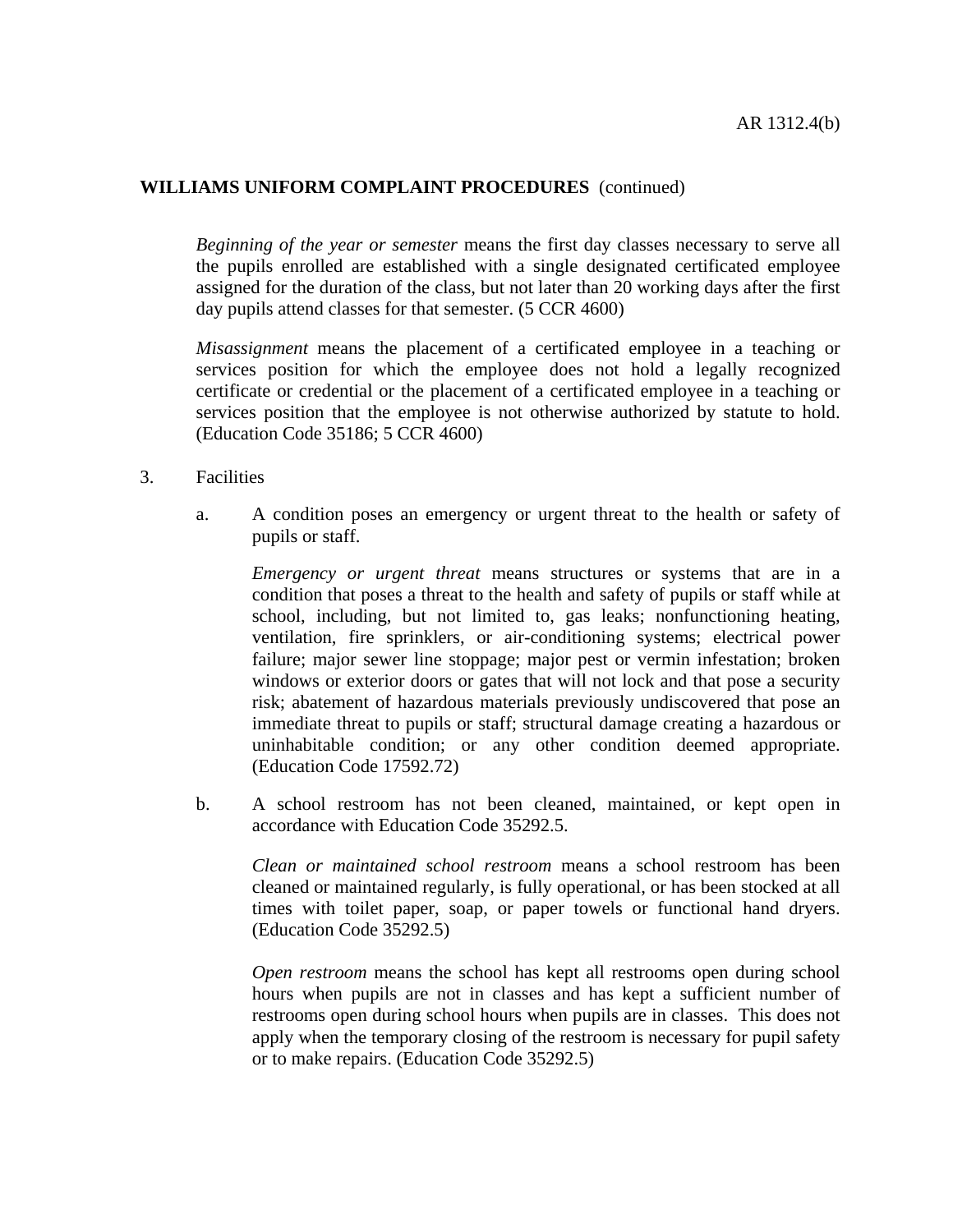**WILLIAMS UNIFORM COMPLAINT PROCEDURES** (continued)

*Beginning of the year or semester* means the first day classes necessary to serve all the pupils enrolled are established with a single designated certificated employee assigned for the duration of the class, but not later than 20 working days after the first day pupils attend classes for that semester. (5 CCR 4600)

*Misassignment* means the placement of a certificated employee in a teaching or services position for which the employee does not hold a legally recognized certificate or credential or the placement of a certificated employee in a teaching or services position that the employee is not otherwise authorized by statute to hold. (Education Code 35186; 5 CCR 4600)

3. Facilities

   a. A condition poses an emergency or urgent threat to the health or safety of pupils or staff.

      *Emergency or urgent threat* means structures or systems that are in a condition that poses a threat to the health and safety of pupils or staff while at school, including, but not limited to, gas leaks; nonfunctioning heating, ventilation, fire sprinklers, or air-conditioning systems; electrical power failure; major sewer line stoppage; major pest or vermin infestation; broken windows or exterior doors or gates that will not lock and that pose a security risk; abatement of hazardous materials previously undiscovered that pose an immediate threat to pupils or staff; structural damage creating a hazardous or uninhabitable condition; or any other condition deemed appropriate. (Education Code 17592.72)

   b. A school restroom has not been cleaned, maintained, or kept open in accordance with Education Code 35292.5.

      *Clean or maintained school restroom* means a school restroom has been cleaned or maintained regularly, is fully operational, or has been stocked at all times with toilet paper, soap, or paper towels or functional hand dryers. (Education Code 35292.5)

      *Open restroom* means the school has kept all restrooms open during school hours when pupils are not in classes and has kept a sufficient number of restrooms open during school hours when pupils are in classes. This does not apply when the temporary closing of the restroom is necessary for pupil safety or to make repairs. (Education Code 35292.5)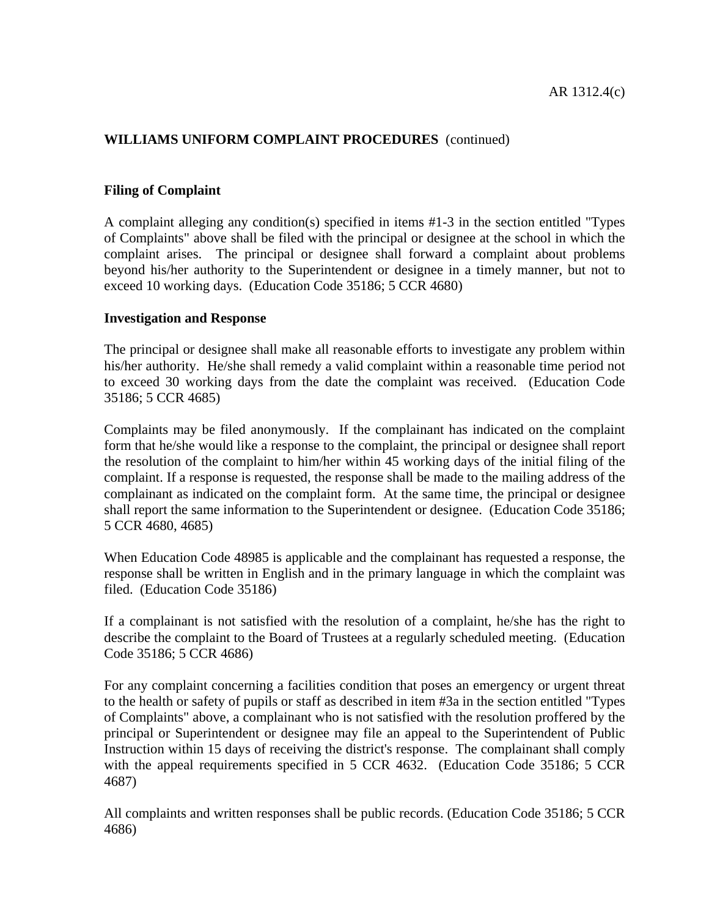**WILLIAMS UNIFORM COMPLAINT PROCEDURES** (continued)

**Filing of Complaint**

A complaint alleging any condition(s) specified in items #1-3 in the section entitled "Types of Complaints" above shall be filed with the principal or designee at the school in which the complaint arises. The principal or designee shall forward a complaint about problems beyond his/her authority to the Superintendent or designee in a timely manner, but not to exceed 10 working days. (Education Code 35186; 5 CCR 4680)

**Investigation and Response**

The principal or designee shall make all reasonable efforts to investigate any problem within his/her authority. He/she shall remedy a valid complaint within a reasonable time period not to exceed 30 working days from the date the complaint was received. (Education Code 35186; 5 CCR 4685)

Complaints may be filed anonymously. If the complainant has indicated on the complaint form that he/she would like a response to the complaint, the principal or designee shall report the resolution of the complaint to him/her within 45 working days of the initial filing of the complaint. If a response is requested, the response shall be made to the mailing address of the complainant as indicated on the complaint form. At the same time, the principal or designee shall report the same information to the Superintendent or designee. (Education Code 35186; 5 CCR 4680, 4685)

When Education Code 48985 is applicable and the complainant has requested a response, the response shall be written in English and in the primary language in which the complaint was filed. (Education Code 35186)

If a complainant is not satisfied with the resolution of a complaint, he/she has the right to describe the complaint to the Board of Trustees at a regularly scheduled meeting. (Education Code 35186; 5 CCR 4686)

For any complaint concerning a facilities condition that poses an emergency or urgent threat to the health or safety of pupils or staff as described in item #3a in the section entitled "Types of Complaints" above, a complainant who is not satisfied with the resolution proffered by the principal or Superintendent or designee may file an appeal to the Superintendent of Public Instruction within 15 days of receiving the district's response. The complainant shall comply with the appeal requirements specified in 5 CCR 4632. (Education Code 35186; 5 CCR 4687)

All complaints and written responses shall be public records. (Education Code 35186; 5 CCR 4686)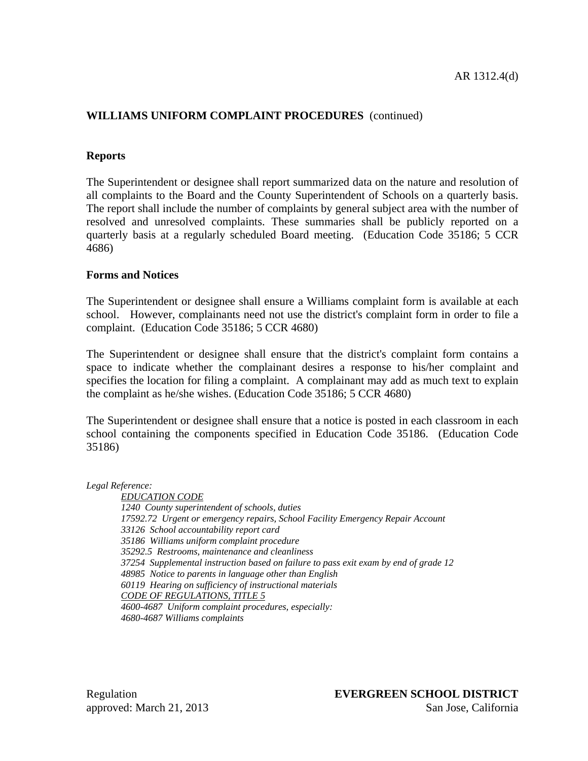**WILLIAMS UNIFORM COMPLAINT PROCEDURES** (continued)

### Reports

The Superintendent or designee shall report summarized data on the nature and resolution of all complaints to the Board and the County Superintendent of Schools on a quarterly basis. The report shall include the number of complaints by general subject area with the number of resolved and unresolved complaints. These summaries shall be publicly reported on a quarterly basis at a regularly scheduled Board meeting. (Education Code 35186; 5 CCR 4686)

### Forms and Notices

The Superintendent or designee shall ensure a Williams complaint form is available at each school. However, complainants need not use the district's complaint form in order to file a complaint. (Education Code 35186; 5 CCR 4680)

The Superintendent or designee shall ensure that the district's complaint form contains a space to indicate whether the complainant desires a response to his/her complaint and specifies the location for filing a complaint. A complainant may add as much text to explain the complaint as he/she wishes. (Education Code 35186; 5 CCR 4680)

The Superintendent or designee shall ensure that a notice is posted in each classroom in each school containing the components specified in Education Code 35186. (Education Code 35186)

*Legal Reference:*

*EDUCATION CODE*
*1240 County superintendent of schools, duties*
*17592.72 Urgent or emergency repairs, School Facility Emergency Repair Account*
*33126 School accountability report card*
*35186 Williams uniform complaint procedure*
*35292.5 Restrooms, maintenance and cleanliness*
*37254 Supplemental instruction based on failure to pass exit exam by end of grade 12*
*48985 Notice to parents in language other than English*
*60119 Hearing on sufficiency of instructional materials*
*CODE OF REGULATIONS, TITLE 5*
*4600-4687 Uniform complaint procedures, especially:*
*4680-4687 Williams complaints*

Regulation
approved: March 21, 2013

**EVERGREEN SCHOOL DISTRICT**
San Jose, California